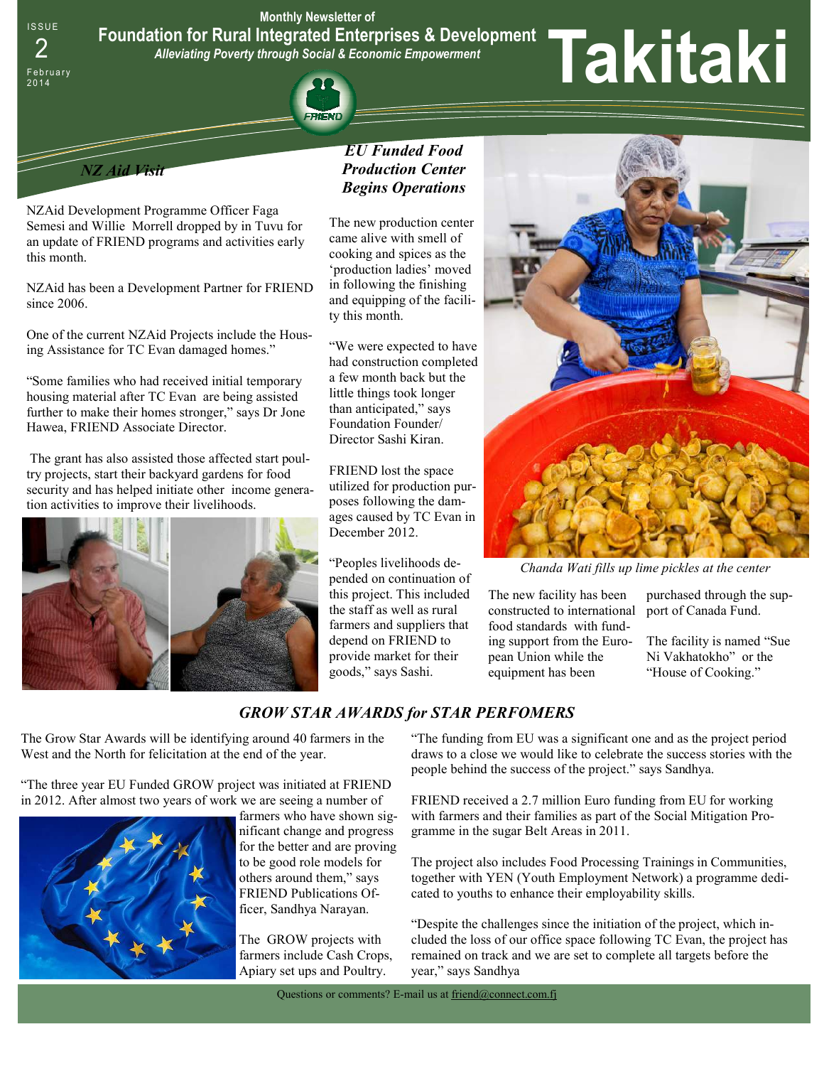ISSUE 2 February 2014

Monthly Newsletter of

**Foundation for Rural Integrated Enterprises & Development**

*Alleviating Poverty through Social & Economic Empowerment*

# Takitaki

## *NZ Aid Visit*

NZAid Development Programme Officer Faga Semesi and Willie Morrell dropped by in Tuvu for an update of FRIEND programs and activities early this month.

NZAid has been a Development Partner for FRIEND since 2006.

One of the current NZAid Projects include the Housing Assistance for TC Evan damaged homes."

"Some families who had received initial temporary housing material after TC Evan are being assisted further to make their homes stronger," says Dr Jone Hawea, FRIEND Associate Director.

The grant has also assisted those affected start poultry projects, start their backyard gardens for food security and has helped initiate other income generation activities to improve their livelihoods.

## *EU Funded Food Production Center Begins Operations*

The new production center came alive with smell of cooking and spices as the 'production ladies' moved in following the finishing and equipping of the facility this month.

"We were expected to have had construction completed a few month back but the little things took longer than anticipated," says Foundation Founder/ Director Sashi Kiran.

FRIEND lost the space utilized for production purposes following the damages caused by TC Evan in December 2012.

"Peoples livelihoods depended on continuation of this project. This included the staff as well as rural farmers and suppliers that depend on FRIEND to provide market for their goods," says Sashi.

*Chanda Wati fills up lime pickles at the center*

The new facility has been constructed to international food standards with funding support from the European Union while the equipment has been purchased through the support of Canada Fund.

The facility is named "Sue Ni Vakhatokho" or the "House of Cooking."

## *GROW STAR AWARDS for STAR PERFOMERS*

The Grow Star Awards will be identifying around 40 farmers in the West and the North for felicitation at the end of the year.

"The three year EU Funded GROW project was initiated at FRIEND in 2012. After almost two years of work we are seeing a number of farmers who have shown significant change and progress for the better and are proving to be good role models for others around them," says FRIEND Publications Officer, Sandhya Narayan.

The GROW projects with farmers include Cash Crops, Apiary set ups and Poultry.

"The funding from EU was a significant one and as the project period draws to a close we would like to celebrate the success stories with the people behind the success of the project." says Sandhya.

FRIEND received a 2.7 million Euro funding from EU for working with farmers and their families as part of the Social Mitigation Programme in the sugar Belt Areas in 2011.

The project also includes Food Processing Trainings in Communities, together with YEN (Youth Employment Network) a programme dedicated to youths to enhance their employability skills.

"Despite the challenges since the initiation of the project, which included the loss of our office space following TC Evan, the project has remained on track and we are set to complete all targets before the year," says Sandhya

Questions or comments? E-mail us at friend@connect.com.fj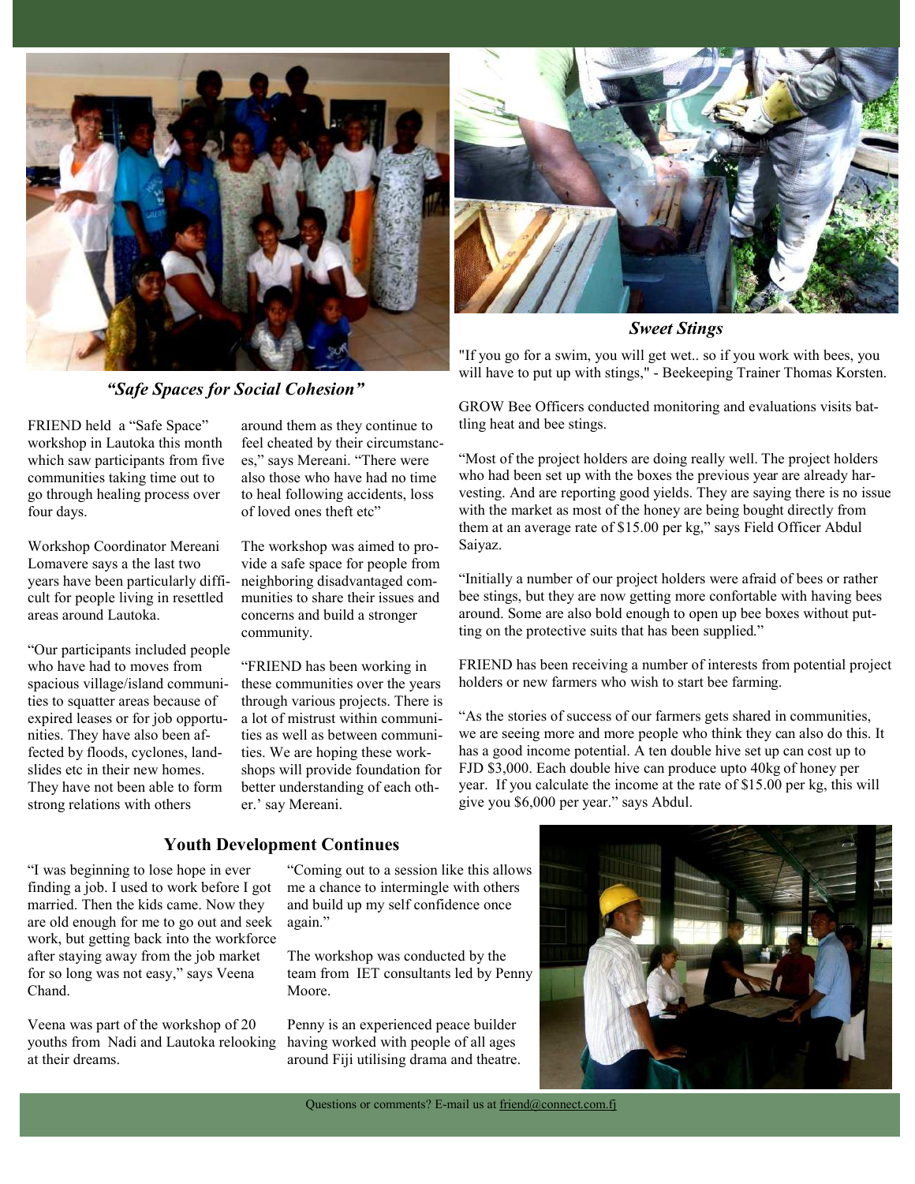### *"Safe Spaces for Social Cohesion"*

FRIEND held a "Safe Space" workshop in Lautoka this month which saw participants from five communities taking time out to go through healing process over four days.

Workshop Coordinator Mereani Lomavere says a the last two years have been particularly difficult for people living in resettled areas around Lautoka.

"Our participants included people who have had to moves from spacious village/island communities to squatter areas because of expired leases or for job opportunities. They have also been affected by floods, cyclones, landslides etc in their new homes. They have not been able to form strong relations with others around them as they continue to feel cheated by their circumstances," says Mereani. "There were also those who have had no time to heal following accidents, loss of loved ones theft etc"

The workshop was aimed to provide a safe space for people from neighboring disadvantaged communities to share their issues and concerns and build a stronger community.

"FRIEND has been working in these communities over the years through various projects. There is a lot of mistrust within communities as well as between communities. We are hoping these workshops will provide foundation for better understanding of each other.' say Mereani.

### *Sweet Stings*

"If you go for a swim, you will get wet.. so if you work with bees, you will have to put up with stings," - Beekeeping Trainer Thomas Korsten.

GROW Bee Officers conducted monitoring and evaluations visits battling heat and bee stings.

"Most of the project holders are doing really well. The project holders who had been set up with the boxes the previous year are already harvesting. And are reporting good yields. They are saying there is no issue with the market as most of the honey are being bought directly from them at an average rate of $15.00 per kg," says Field Officer Abdul Saiyaz.

"Initially a number of our project holders were afraid of bees or rather bee stings, but they are now getting more confortable with having bees around. Some are also bold enough to open up bee boxes without putting on the protective suits that has been supplied."

FRIEND has been receiving a number of interests from potential project holders or new farmers who wish to start bee farming.

"As the stories of success of our farmers gets shared in communities, we are seeing more and more people who think they can also do this. It has a good income potential. A ten double hive set up can cost up to FJD $3,000. Each double hive can produce upto 40kg of honey per year. If you calculate the income at the rate of $15.00 per kg, this will give you $6,000 per year." says Abdul.

### Youth Development Continues

"I was beginning to lose hope in ever finding a job. I used to work before I got married. Then the kids came. Now they are old enough for me to go out and seek work, but getting back into the workforce after staying away from the job market for so long was not easy," says Veena Chand.

Veena was part of the workshop of 20 youths from Nadi and Lautoka relooking at their dreams.

"Coming out to a session like this allows me a chance to intermingle with others and build up my self confidence once again."

The workshop was conducted by the team from IET consultants led by Penny Moore.

Penny is an experienced peace builder having worked with people of all ages around Fiji utilising drama and theatre.

Questions or comments? E-mail us at friend@connect.com.fj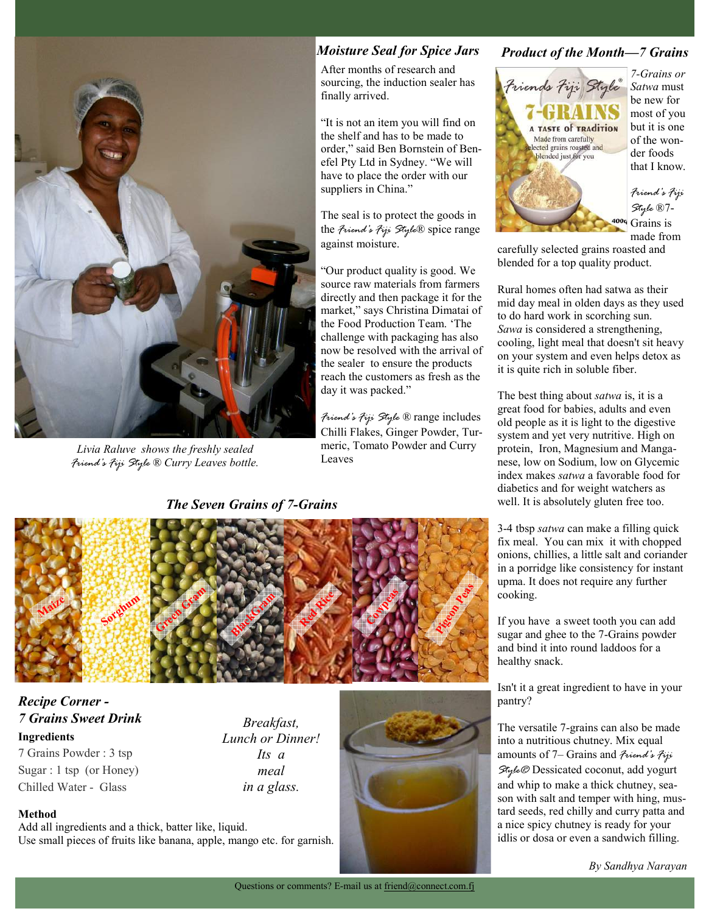Livia Raluve shows the freshly sealed *Friend's Fiji Style* ® Curry Leaves bottle.

## *Moisture Seal for Spice Jars*

After months of research and sourcing, the induction sealer has finally arrived.

"It is not an item you will find on the shelf and has to be made to order," said Ben Bornstein of Benefel Pty Ltd in Sydney. "We will have to place the order with our suppliers in China."

The seal is to protect the goods in the *Friend's Fiji Style*® spice range against moisture.

"Our product quality is good. We source raw materials from farmers directly and then package it for the market," says Christina Dimatai of the Food Production Team. 'The challenge with packaging has also now be resolved with the arrival of the sealer to ensure the products reach the customers as fresh as the day it was packed."

*Friend's Fiji Style* ® range includes Chilli Flakes, Ginger Powder, Turmeric, Tomato Powder and Curry Leaves

## *Product of the Month—7 Grains*

*7-Grains or Satwa* must be new for most of you but it is one of the wonder foods that I know.

*Friend's Fiji Style* ®7-Grains is made from carefully selected grains roasted and blended for a top quality product.

Rural homes often had satwa as their mid day meal in olden days as they used to do hard work in scorching sun. *Sawa* is considered a strengthening, cooling, light meal that doesn't sit heavy on your system and even helps detox as it is quite rich in soluble fiber.

The best thing about *satwa* is, it is a great food for babies, adults and even old people as it is light to the digestive system and yet very nutritive. High on protein, Iron, Magnesium and Manganese, low on Sodium, low on Glycemic index makes *satwa* a favorable food for diabetics and for weight watchers as well. It is absolutely gluten free too.

3-4 tbsp *satwa* can make a filling quick fix meal. You can mix it with chopped onions, chillies, a little salt and coriander in a porridge like consistency for instant upma. It does not require any further cooking.

If you have a sweet tooth you can add sugar and ghee to the 7-Grains powder and bind it into round laddoos for a healthy snack.

Isn't it a great ingredient to have in your pantry?

The versatile 7-grains can also be made into a nutritious chutney. Mix equal amounts of 7– Grains and *Friend's Fiji Style*® Dessicated coconut, add yogurt and whip to make a thick chutney, season with salt and temper with hing, mustard seeds, red chilly and curry patta and a nice spicy chutney is ready for your idlis or dosa or even a sandwich filling.

*By Sandhya Narayan*

## *The Seven Grains of 7-Grains*

Maize, Sorghum, Green Gram, BlackGram, Red Rice, Cowpeas, Pigeon Peas

## *Recipe Corner - 7 Grains Sweet Drink*

*Breakfast, Lunch or Dinner! Its a meal in a glass.*

**Ingredients**

7 Grains Powder : 3 tsp
Sugar : 1 tsp (or Honey)
Chilled Water - Glass

**Method**

Add all ingredients and a thick, batter like, liquid.
Use small pieces of fruits like banana, apple, mango etc. for garnish.

Questions or comments? E-mail us at friend@connect.com.fj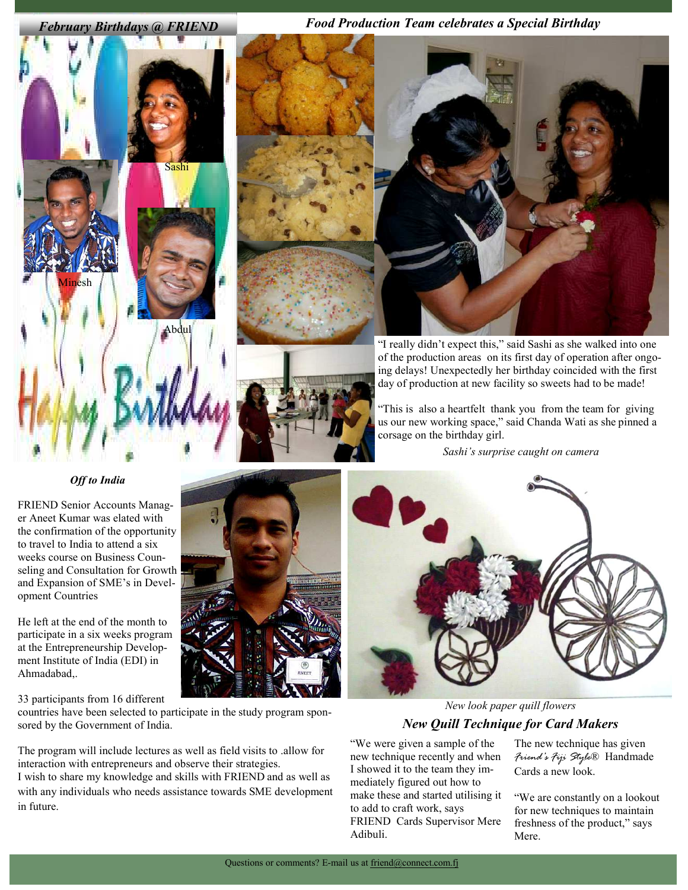## *February Birthdays @ FRIEND*

Sashi

Minesh

Abdul

Happy Birthday

## *Food Production Team celebrates a Special Birthday*

"I really didn't expect this," said Sashi as she walked into one of the production areas on its first day of operation after ongoing delays! Unexpectedly her birthday coincided with the first day of production at new facility so sweets had to be made!

"This is also a heartfelt thank you from the team for giving us our new working space," said Chanda Wati as she pinned a corsage on the birthday girl.

*Sashi's surprise caught on camera*

### *Off to India*

FRIEND Senior Accounts Manager Aneet Kumar was elated with the confirmation of the opportunity to travel to India to attend a six weeks course on Business Counseling and Consultation for Growth and Expansion of SME's in Development Countries

He left at the end of the month to participate in a six weeks program at the Entrepreneurship Development Institute of India (EDI) in Ahmadabad,.

33 participants from 16 different countries have been selected to participate in the study program sponsored by the Government of India.

The program will include lectures as well as field visits to .allow for interaction with entrepreneurs and observe their strategies.
I wish to share my knowledge and skills with FRIEND and as well as with any individuals who needs assistance towards SME development in future.

*New look paper quill flowers*

## *New Quill Technique for Card Makers*

"We were given a sample of the new technique recently and when I showed it to the team they immediately figured out how to make these and started utilising it to add to craft work, says FRIEND Cards Supervisor Mere Adibuli.

The new technique has given *Friend's Fiji Style*® Handmade Cards a new look.

"We are constantly on a lookout for new techniques to maintain freshness of the product," says Mere.

Questions or comments? E-mail us at friend@connect.com.fj